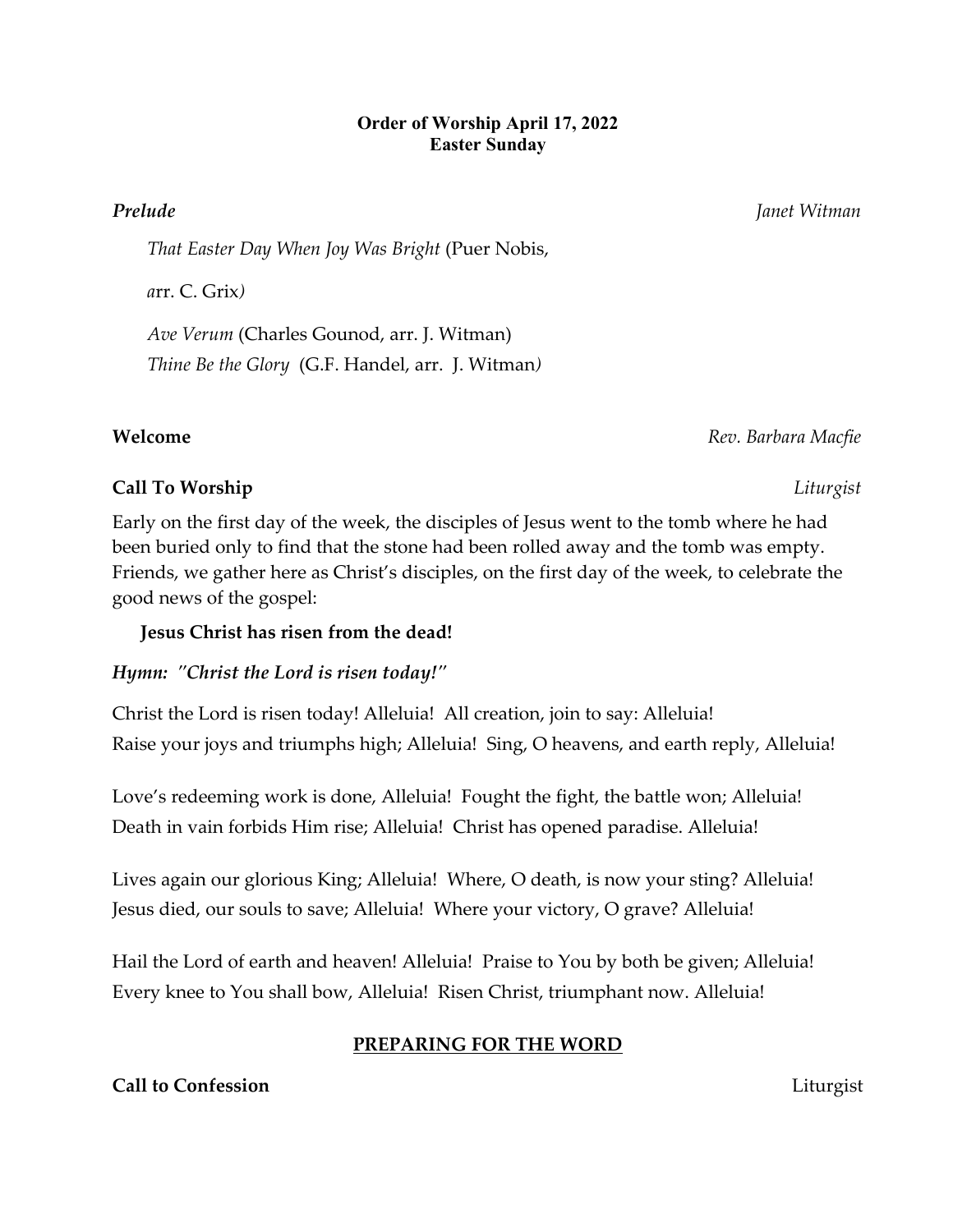**Order of Worship April 17, 2022**
**Easter Sunday**

***Prelude*** *Janet Witman*

*That Easter Day When Joy Was Bright* (Puer Nobis,

*a*rr. C. Grix*)*

*Ave Verum* (Charles Gounod, arr. J. Witman)
*Thine Be the Glory* (G.F. Handel, arr. J. Witman*)*

**Welcome** *Rev. Barbara Macfie*

**Call To Worship** *Liturgist*

Early on the first day of the week, the disciples of Jesus went to the tomb where he had been buried only to find that the stone had been rolled away and the tomb was empty. Friends, we gather here as Christ's disciples, on the first day of the week, to celebrate the good news of the gospel:

**Jesus Christ has risen from the dead!**

***Hymn: "Christ the Lord is risen today!"***

Christ the Lord is risen today! Alleluia! All creation, join to say: Alleluia!
Raise your joys and triumphs high; Alleluia! Sing, O heavens, and earth reply, Alleluia!

Love's redeeming work is done, Alleluia! Fought the fight, the battle won; Alleluia!
Death in vain forbids Him rise; Alleluia! Christ has opened paradise. Alleluia!

Lives again our glorious King; Alleluia! Where, O death, is now your sting? Alleluia!
Jesus died, our souls to save; Alleluia! Where your victory, O grave? Alleluia!

Hail the Lord of earth and heaven! Alleluia! Praise to You by both be given; Alleluia!
Every knee to You shall bow, Alleluia! Risen Christ, triumphant now. Alleluia!

**PREPARING FOR THE WORD**

**Call to Confession** Liturgist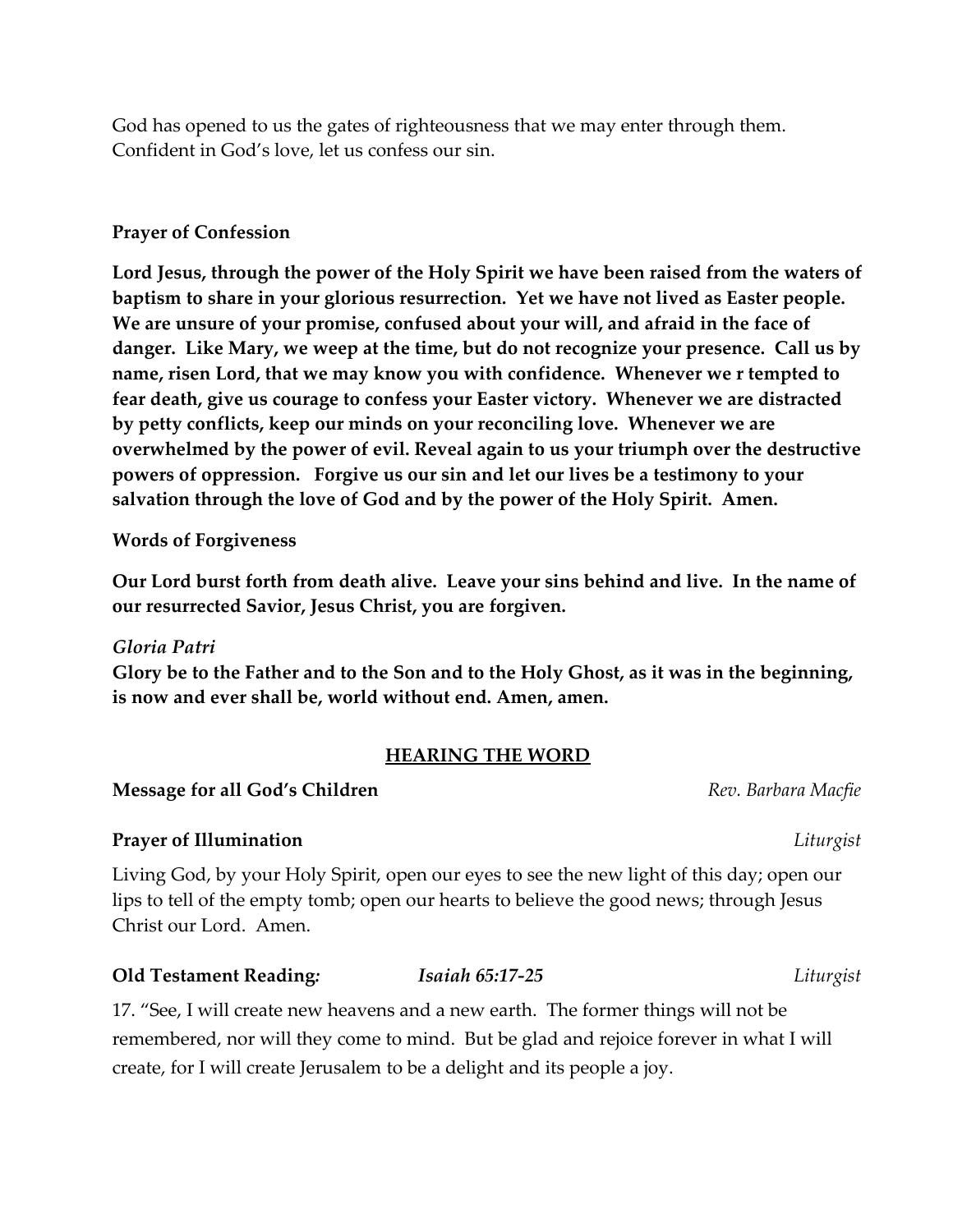God has opened to us the gates of righteousness that we may enter through them. Confident in God's love, let us confess our sin.

**Prayer of Confession**

**Lord Jesus, through the power of the Holy Spirit we have been raised from the waters of baptism to share in your glorious resurrection. Yet we have not lived as Easter people. We are unsure of your promise, confused about your will, and afraid in the face of danger. Like Mary, we weep at the time, but do not recognize your presence. Call us by name, risen Lord, that we may know you with confidence. Whenever we r tempted to fear death, give us courage to confess your Easter victory. Whenever we are distracted by petty conflicts, keep our minds on your reconciling love. Whenever we are overwhelmed by the power of evil. Reveal again to us your triumph over the destructive powers of oppression. Forgive us our sin and let our lives be a testimony to your salvation through the love of God and by the power of the Holy Spirit. Amen.**

**Words of Forgiveness**

**Our Lord burst forth from death alive. Leave your sins behind and live. In the name of our resurrected Savior, Jesus Christ, you are forgiven.**

*Gloria Patri*

**Glory be to the Father and to the Son and to the Holy Ghost, as it was in the beginning, is now and ever shall be, world without end. Amen, amen.**

## HEARING THE WORD

**Message for all God's Children** *Rev. Barbara Macfie*

**Prayer of Illumination** *Liturgist*

Living God, by your Holy Spirit, open our eyes to see the new light of this day; open our lips to tell of the empty tomb; open our hearts to believe the good news; through Jesus Christ our Lord. Amen.

**Old Testament Reading*:*** ***Isaiah 65:17-25*** *Liturgist*

17. "See, I will create new heavens and a new earth. The former things will not be remembered, nor will they come to mind. But be glad and rejoice forever in what I will create, for I will create Jerusalem to be a delight and its people a joy.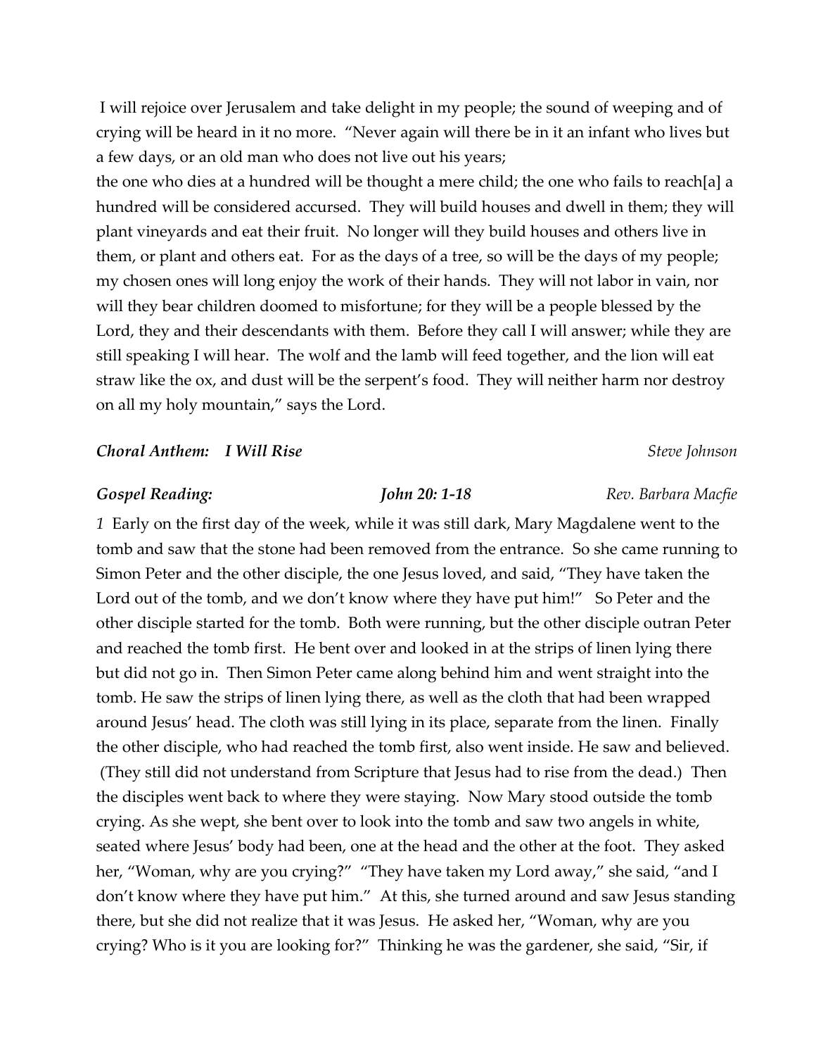I will rejoice over Jerusalem and take delight in my people; the sound of weeping and of crying will be heard in it no more. "Never again will there be in it an infant who lives but a few days, or an old man who does not live out his years;
the one who dies at a hundred will be thought a mere child; the one who fails to reach[a] a hundred will be considered accursed. They will build houses and dwell in them; they will plant vineyards and eat their fruit. No longer will they build houses and others live in them, or plant and others eat. For as the days of a tree, so will be the days of my people; my chosen ones will long enjoy the work of their hands. They will not labor in vain, nor will they bear children doomed to misfortune; for they will be a people blessed by the Lord, they and their descendants with them. Before they call I will answer; while they are still speaking I will hear. The wolf and the lamb will feed together, and the lion will eat straw like the ox, and dust will be the serpent's food. They will neither harm nor destroy on all my holy mountain," says the Lord.

***Choral Anthem: I Will Rise*** *Steve Johnson*

***Gospel Reading:*** ***John 20: 1-18*** *Rev. Barbara Macfie*

*1* Early on the first day of the week, while it was still dark, Mary Magdalene went to the tomb and saw that the stone had been removed from the entrance. So she came running to Simon Peter and the other disciple, the one Jesus loved, and said, "They have taken the Lord out of the tomb, and we don't know where they have put him!" So Peter and the other disciple started for the tomb. Both were running, but the other disciple outran Peter and reached the tomb first. He bent over and looked in at the strips of linen lying there but did not go in. Then Simon Peter came along behind him and went straight into the tomb. He saw the strips of linen lying there, as well as the cloth that had been wrapped around Jesus' head. The cloth was still lying in its place, separate from the linen. Finally the other disciple, who had reached the tomb first, also went inside. He saw and believed. (They still did not understand from Scripture that Jesus had to rise from the dead.) Then the disciples went back to where they were staying. Now Mary stood outside the tomb crying. As she wept, she bent over to look into the tomb and saw two angels in white, seated where Jesus' body had been, one at the head and the other at the foot. They asked her, "Woman, why are you crying?" "They have taken my Lord away," she said, "and I don't know where they have put him." At this, she turned around and saw Jesus standing there, but she did not realize that it was Jesus. He asked her, "Woman, why are you crying? Who is it you are looking for?" Thinking he was the gardener, she said, "Sir, if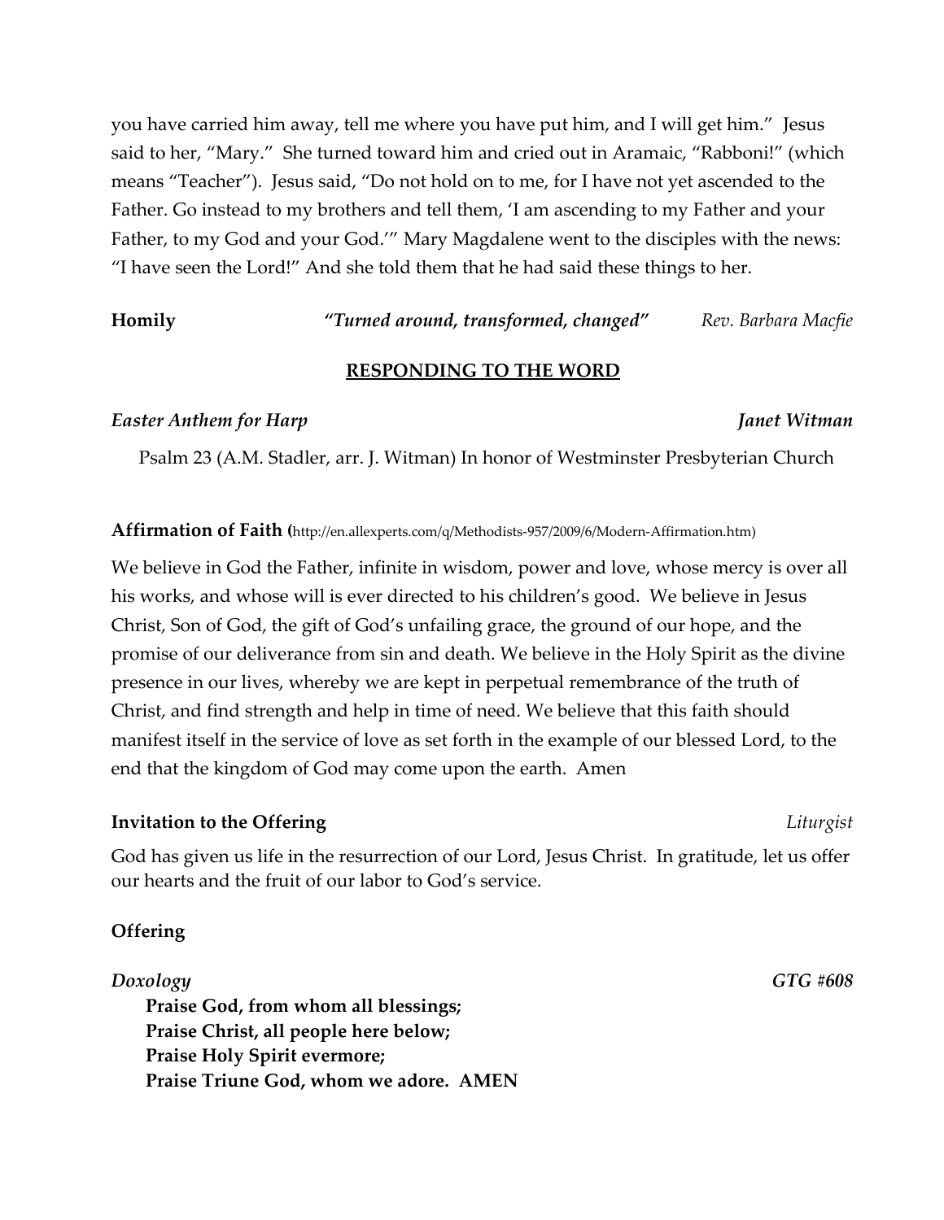you have carried him away, tell me where you have put him, and I will get him." Jesus said to her, "Mary." She turned toward him and cried out in Aramaic, "Rabboni!" (which means "Teacher"). Jesus said, "Do not hold on to me, for I have not yet ascended to the Father. Go instead to my brothers and tell them, 'I am ascending to my Father and your Father, to my God and your God.'" Mary Magdalene went to the disciples with the news: "I have seen the Lord!" And she told them that he had said these things to her.

**Homily** *"Turned around, transformed, changed"* *Rev. Barbara Macfie*

## RESPONDING TO THE WORD

***Easter Anthem for Harp*** ***Janet Witman***

Psalm 23 (A.M. Stadler, arr. J. Witman) In honor of Westminster Presbyterian Church

**Affirmation of Faith (**http://en.allexperts.com/q/Methodists-957/2009/6/Modern-Affirmation.htm)

We believe in God the Father, infinite in wisdom, power and love, whose mercy is over all his works, and whose will is ever directed to his children's good. We believe in Jesus Christ, Son of God, the gift of God's unfailing grace, the ground of our hope, and the promise of our deliverance from sin and death. We believe in the Holy Spirit as the divine presence in our lives, whereby we are kept in perpetual remembrance of the truth of Christ, and find strength and help in time of need. We believe that this faith should manifest itself in the service of love as set forth in the example of our blessed Lord, to the end that the kingdom of God may come upon the earth. Amen

**Invitation to the Offering** *Liturgist*

God has given us life in the resurrection of our Lord, Jesus Christ. In gratitude, let us offer our hearts and the fruit of our labor to God's service.

**Offering**

***Doxology*** ***GTG #608***

**Praise God, from whom all blessings;**
**Praise Christ, all people here below;**
**Praise Holy Spirit evermore;**
**Praise Triune God, whom we adore. AMEN**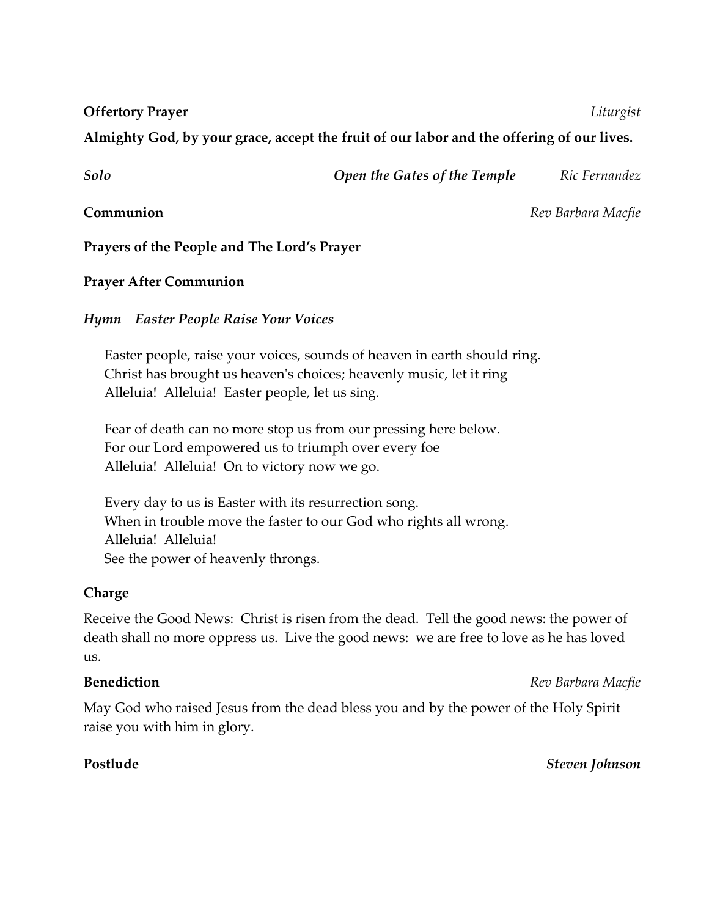**Offertory Prayer** *Liturgist*

**Almighty God, by your grace, accept the fruit of our labor and the offering of our lives.**

***Solo*** ***Open the Gates of the Temple*** *Ric Fernandez*

**Communion** *Rev Barbara Macfie*

**Prayers of the People and The Lord's Prayer**

**Prayer After Communion**

***Hymn Easter People Raise Your Voices***

Easter people, raise your voices, sounds of heaven in earth should ring.
Christ has brought us heaven's choices; heavenly music, let it ring
Alleluia! Alleluia! Easter people, let us sing.

Fear of death can no more stop us from our pressing here below.
For our Lord empowered us to triumph over every foe
Alleluia! Alleluia! On to victory now we go.

Every day to us is Easter with its resurrection song.
When in trouble move the faster to our God who rights all wrong.
Alleluia! Alleluia!
See the power of heavenly throngs.

**Charge**

Receive the Good News: Christ is risen from the dead. Tell the good news: the power of death shall no more oppress us. Live the good news: we are free to love as he has loved us.

**Benediction** *Rev Barbara Macfie*

May God who raised Jesus from the dead bless you and by the power of the Holy Spirit raise you with him in glory.

**Postlude** ***Steven Johnson***